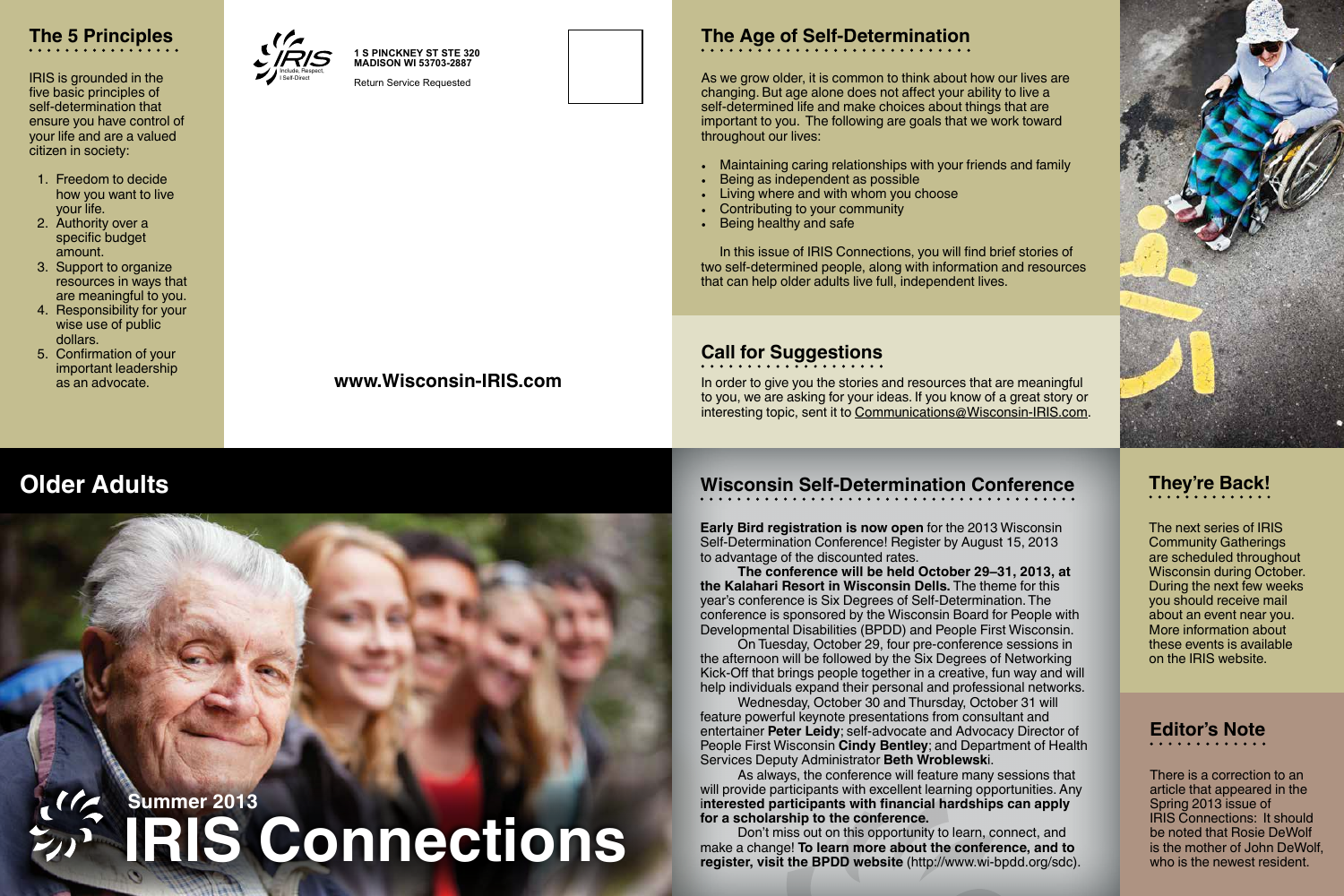## The 5 Principles

IRIS is grounded in the five basic principles of self-determination that ensure you have control of your life and are a valued citizen in society:

1. Freedom to decide how you want to live your life.
2. Authority over a specific budget amount.
3. Support to organize resources in ways that are meaningful to you.
4. Responsibility for your wise use of public dollars.
5. Confirmation of your important leadership as an advocate.

IRIS
Include, Respect, I Self-Direct

**1 S PINCKNEY ST STE 320**
**MADISON WI 53703-2887**

Return Service Requested

**www.Wisconsin-IRIS.com**

## The Age of Self-Determination

As we grow older, it is common to think about how our lives are changing. But age alone does not affect your ability to live a self-determined life and make choices about things that are important to you. The following are goals that we work toward throughout our lives:

- Maintaining caring relationships with your friends and family
- Being as independent as possible
- Living where and with whom you choose
- Contributing to your community
- Being healthy and safe

In this issue of IRIS Connections, you will find brief stories of two self-determined people, along with information and resources that can help older adults live full, independent lives.

## Call for Suggestions

In order to give you the stories and resources that are meaningful to you, we are asking for your ideas. If you know of a great story or interesting topic, sent it to Communications@Wisconsin-IRIS.com.

## Older Adults

Summer 2013

# IRIS Connections

## Wisconsin Self-Determination Conference

**Early Bird registration is now open** for the 2013 Wisconsin Self-Determination Conference! Register by August 15, 2013 to advantage of the discounted rates.

**The conference will be held October 29–31, 2013, at the Kalahari Resort in Wisconsin Dells.** The theme for this year's conference is Six Degrees of Self-Determination. The conference is sponsored by the Wisconsin Board for People with Developmental Disabilities (BPDD) and People First Wisconsin.

On Tuesday, October 29, four pre-conference sessions in the afternoon will be followed by the Six Degrees of Networking Kick-Off that brings people together in a creative, fun way and will help individuals expand their personal and professional networks.

Wednesday, October 30 and Thursday, October 31 will feature powerful keynote presentations from consultant and entertainer **Peter Leidy**; self-advocate and Advocacy Director of People First Wisconsin **Cindy Bentley**; and Department of Health Services Deputy Administrator **Beth Wroblewsk**i.

As always, the conference will feature many sessions that will provide participants with excellent learning opportunities. Any **interested participants with financial hardships can apply for a scholarship to the conference.**

Don't miss out on this opportunity to learn, connect, and make a change! **To learn more about the conference, and to register, visit the BPDD website** (http://www.wi-bpdd.org/sdc).

## They're Back!

The next series of IRIS Community Gatherings are scheduled throughout Wisconsin during October. During the next few weeks you should receive mail about an event near you. More information about these events is available on the IRIS website.

## Editor's Note

There is a correction to an article that appeared in the Spring 2013 issue of IRIS Connections: It should be noted that Rosie DeWolf is the mother of John DeWolf, who is the newest resident.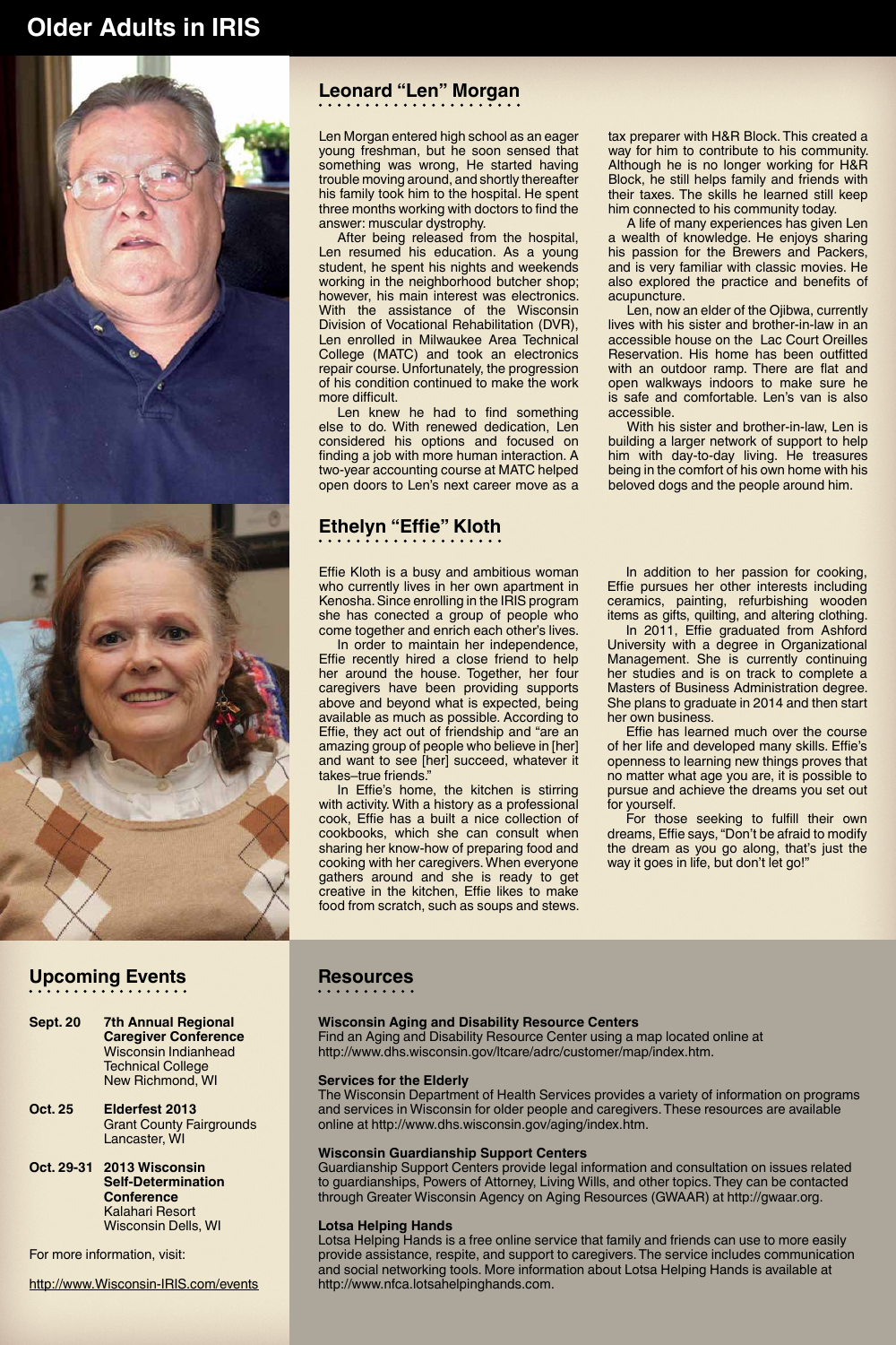# Older Adults in IRIS

## Leonard "Len" Morgan

Len Morgan entered high school as an eager young freshman, but he soon sensed that something was wrong, He started having trouble moving around, and shortly thereafter his family took him to the hospital. He spent three months working with doctors to find the answer: muscular dystrophy.

After being released from the hospital, Len resumed his education. As a young student, he spent his nights and weekends working in the neighborhood butcher shop; however, his main interest was electronics. With the assistance of the Wisconsin Division of Vocational Rehabilitation (DVR), Len enrolled in Milwaukee Area Technical College (MATC) and took an electronics repair course. Unfortunately, the progression of his condition continued to make the work more difficult.

Len knew he had to find something else to do. With renewed dedication, Len considered his options and focused on finding a job with more human interaction. A two-year accounting course at MATC helped open doors to Len's next career move as a tax preparer with H&R Block. This created a way for him to contribute to his community. Although he is no longer working for H&R Block, he still helps family and friends with their taxes. The skills he learned still keep him connected to his community today.

A life of many experiences has given Len a wealth of knowledge. He enjoys sharing his passion for the Brewers and Packers, and is very familiar with classic movies. He also explored the practice and benefits of acupuncture.

Len, now an elder of the Ojibwa, currently lives with his sister and brother-in-law in an accessible house on the Lac Court Oreilles Reservation. His home has been outfitted with an outdoor ramp. There are flat and open walkways indoors to make sure he is safe and comfortable. Len's van is also accessible.

With his sister and brother-in-law, Len is building a larger network of support to help him with day-to-day living. He treasures being in the comfort of his own home with his beloved dogs and the people around him.

## Ethelyn "Effie" Kloth

Effie Kloth is a busy and ambitious woman who currently lives in her own apartment in Kenosha. Since enrolling in the IRIS program she has conected a group of people who come together and enrich each other's lives.

In order to maintain her independence, Effie recently hired a close friend to help her around the house. Together, her four caregivers have been providing supports above and beyond what is expected, being available as much as possible. According to Effie, they act out of friendship and "are an amazing group of people who believe in [her] and want to see [her] succeed, whatever it takes–true friends."

In Effie's home, the kitchen is stirring with activity. With a history as a professional cook, Effie has a built a nice collection of cookbooks, which she can consult when sharing her know-how of preparing food and cooking with her caregivers. When everyone gathers around and she is ready to get creative in the kitchen, Effie likes to make food from scratch, such as soups and stews.

In addition to her passion for cooking, Effie pursues her other interests including ceramics, painting, refurbishing wooden items as gifts, quilting, and altering clothing.

In 2011, Effie graduated from Ashford University with a degree in Organizational Management. She is currently continuing her studies and is on track to complete a Masters of Business Administration degree. She plans to graduate in 2014 and then start her own business.

Effie has learned much over the course of her life and developed many skills. Effie's openness to learning new things proves that no matter what age you are, it is possible to pursue and achieve the dreams you set out for yourself.

For those seeking to fulfill their own dreams, Effie says, "Don't be afraid to modify the dream as you go along, that's just the way it goes in life, but don't let go!"

## Upcoming Events

**Sept. 20** — **7th Annual Regional Caregiver Conference**
Wisconsin Indianhead Technical College
New Richmond, WI

**Oct. 25** — **Elderfest 2013**
Grant County Fairgrounds
Lancaster, WI

**Oct. 29-31** — **2013 Wisconsin Self-Determination Conference**
Kalahari Resort
Wisconsin Dells, WI

For more information, visit:

http://www.Wisconsin-IRIS.com/events

## Resources

**Wisconsin Aging and Disability Resource Centers**
Find an Aging and Disability Resource Center using a map located online at http://www.dhs.wisconsin.gov/ltcare/adrc/customer/map/index.htm.

**Services for the Elderly**
The Wisconsin Department of Health Services provides a variety of information on programs and services in Wisconsin for older people and caregivers. These resources are available online at http://www.dhs.wisconsin.gov/aging/index.htm.

**Wisconsin Guardianship Support Centers**
Guardianship Support Centers provide legal information and consultation on issues related to guardianships, Powers of Attorney, Living Wills, and other topics. They can be contacted through Greater Wisconsin Agency on Aging Resources (GWAAR) at http://gwaar.org.

**Lotsa Helping Hands**
Lotsa Helping Hands is a free online service that family and friends can use to more easily provide assistance, respite, and support to caregivers. The service includes communication and social networking tools. More information about Lotsa Helping Hands is available at http://www.nfca.lotsahelpinghands.com.